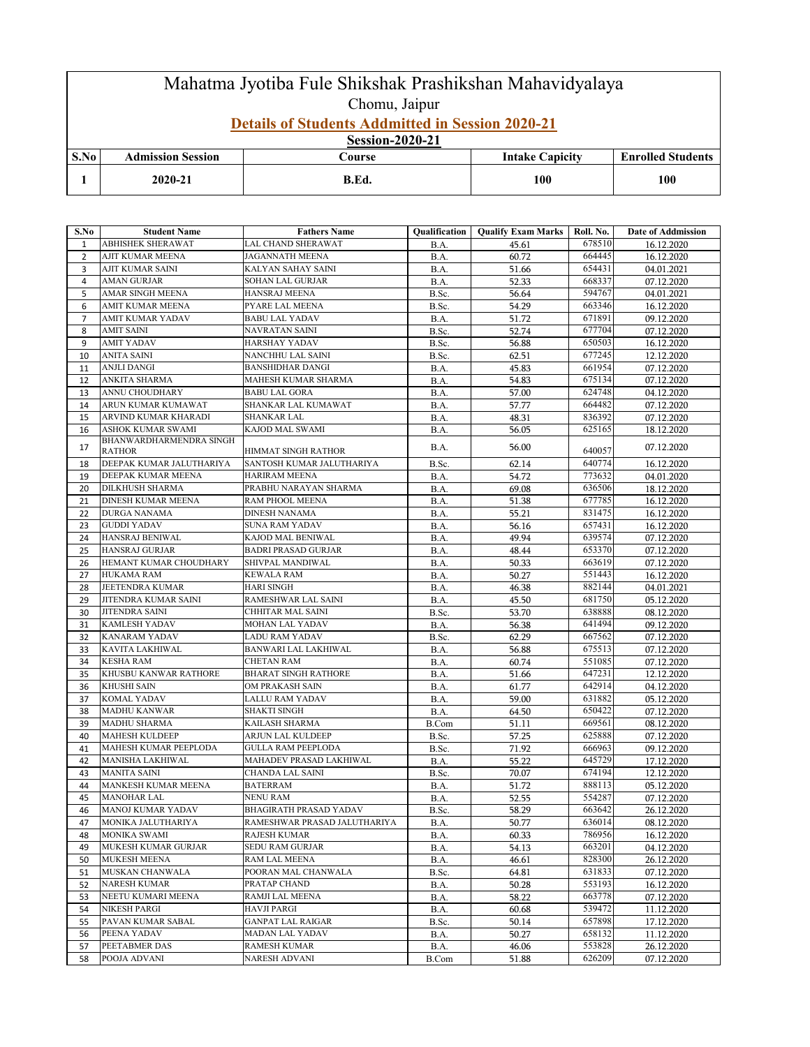# Mahatma Jyotiba Fule Shikshak Prashikshan Mahavidyalaya

Chomu, Jaipur

## Details of Students Addmitted in Session 2020-21

**Session-2020-21**

| S.No | Admission Session | Course | Intake Capicity | Enrolled Students |
|---|---|---|---|---|
| 1 | 2020-21 | B.Ed. | 100 | 100 |

| S.No | Student Name | Fathers Name | Qualification | Qualify Exam Marks | Roll. No. | Date of Addmission |
|---|---|---|---|---|---|---|
| 1 | ABHISHEK SHERAWAT | LAL CHAND SHERAWAT | B.A. | 45.61 | 678510 | 16.12.2020 |
| 2 | AJIT KUMAR MEENA | JAGANNATH MEENA | B.A. | 60.72 | 664445 | 16.12.2020 |
| 3 | AJIT KUMAR SAINI | KALYAN SAHAY SAINI | B.A. | 51.66 | 654431 | 04.01.2021 |
| 4 | AMAN GURJAR | SOHAN LAL GURJAR | B.A. | 52.33 | 668337 | 07.12.2020 |
| 5 | AMAR SINGH MEENA | HANSRAJ MEENA | B.Sc. | 56.64 | 594767 | 04.01.2021 |
| 6 | AMIT KUMAR MEENA | PYARE LAL MEENA | B.Sc. | 54.29 | 663346 | 16.12.2020 |
| 7 | AMIT KUMAR YADAV | BABU LAL YADAV | B.A. | 51.72 | 671891 | 09.12.2020 |
| 8 | AMIT SAINI | NAVRATAN SAINI | B.Sc. | 52.74 | 677704 | 07.12.2020 |
| 9 | AMIT YADAV | HARSHAY YADAV | B.Sc. | 56.88 | 650503 | 16.12.2020 |
| 10 | ANITA SAINI | NANCHHU LAL SAINI | B.Sc. | 62.51 | 677245 | 12.12.2020 |
| 11 | ANJLI DANGI | BANSHIDHAR DANGI | B.A. | 45.83 | 661954 | 07.12.2020 |
| 12 | ANKITA SHARMA | MAHESH KUMAR SHARMA | B.A. | 54.83 | 675134 | 07.12.2020 |
| 13 | ANNU CHOUDHARY | BABU LAL GORA | B.A. | 57.00 | 624748 | 04.12.2020 |
| 14 | ARUN KUMAR KUMAWAT | SHANKAR LAL KUMAWAT | B.A. | 57.77 | 664482 | 07.12.2020 |
| 15 | ARVIND KUMAR KHARADI | SHANKAR LAL | B.A. | 48.31 | 836392 | 07.12.2020 |
| 16 | ASHOK KUMAR SWAMI | KAJOD MAL SWAMI | B.A. | 56.05 | 625165 | 18.12.2020 |
| 17 | BHANWARDHARMENDRA SINGH RATHOR | HIMMAT SINGH RATHOR | B.A. | 56.00 | 640057 | 07.12.2020 |
| 18 | DEEPAK KUMAR JALUTHARIYA | SANTOSH KUMAR JALUTHARIYA | B.Sc. | 62.14 | 640774 | 16.12.2020 |
| 19 | DEEPAK KUMAR MEENA | HARIRAM MEENA | B.A. | 54.72 | 773632 | 04.01.2020 |
| 20 | DILKHUSH SHARMA | PRABHU NARAYAN SHARMA | B.A. | 69.08 | 636506 | 18.12.2020 |
| 21 | DINESH KUMAR MEENA | RAM PHOOL MEENA | B.A. | 51.38 | 677785 | 16.12.2020 |
| 22 | DURGA NANAMA | DINESH NANAMA | B.A. | 55.21 | 831475 | 16.12.2020 |
| 23 | GUDDI YADAV | SUNA RAM YADAV | B.A. | 56.16 | 657431 | 16.12.2020 |
| 24 | HANSRAJ BENIWAL | KAJOD MAL BENIWAL | B.A. | 49.94 | 639574 | 07.12.2020 |
| 25 | HANSRAJ GURJAR | BADRI PRASAD GURJAR | B.A. | 48.44 | 653370 | 07.12.2020 |
| 26 | HEMANT KUMAR CHOUDHARY | SHIVPAL MANDIWAL | B.A. | 50.33 | 663619 | 07.12.2020 |
| 27 | HUKAMA RAM | KEWALA RAM | B.A. | 50.27 | 551443 | 16.12.2020 |
| 28 | JEETENDRA KUMAR | HARI SINGH | B.A. | 46.38 | 882144 | 04.01.2021 |
| 29 | JITENDRA KUMAR SAINI | RAMESHWAR LAL SAINI | B.A. | 45.50 | 681750 | 05.12.2020 |
| 30 | JITENDRA SAINI | CHHITAR MAL SAINI | B.Sc. | 53.70 | 638888 | 08.12.2020 |
| 31 | KAMLESH YADAV | MOHAN LAL YADAV | B.A. | 56.38 | 641494 | 09.12.2020 |
| 32 | KANARAM YADAV | LADU RAM YADAV | B.Sc. | 62.29 | 667562 | 07.12.2020 |
| 33 | KAVITA LAKHIWAL | BANWARI LAL LAKHIWAL | B.A. | 56.88 | 675513 | 07.12.2020 |
| 34 | KESHA RAM | CHETAN RAM | B.A. | 60.74 | 551085 | 07.12.2020 |
| 35 | KHUSBU KANWAR RATHORE | BHARAT SINGH RATHORE | B.A. | 51.66 | 647231 | 12.12.2020 |
| 36 | KHUSHI SAIN | OM PRAKASH SAIN | B.A. | 61.77 | 642914 | 04.12.2020 |
| 37 | KOMAL YADAV | LALLU RAM YADAV | B.A. | 59.00 | 631882 | 05.12.2020 |
| 38 | MADHU KANWAR | SHAKTI SINGH | B.A. | 64.50 | 650422 | 07.12.2020 |
| 39 | MADHU SHARMA | KAILASH SHARMA | B.Com | 51.11 | 669561 | 08.12.2020 |
| 40 | MAHESH KULDEEP | ARJUN LAL KULDEEP | B.Sc. | 57.25 | 625888 | 07.12.2020 |
| 41 | MAHESH KUMAR PEEPLODA | GULLA RAM PEEPLODA | B.Sc. | 71.92 | 666963 | 09.12.2020 |
| 42 | MANISHA LAKHIWAL | MAHADEV PRASAD LAKHIWAL | B.A. | 55.22 | 645729 | 17.12.2020 |
| 43 | MANITA SAINI | CHANDA LAL SAINI | B.Sc. | 70.07 | 674194 | 12.12.2020 |
| 44 | MANKESH KUMAR MEENA | BATERRAM | B.A. | 51.72 | 888113 | 05.12.2020 |
| 45 | MANOHAR LAL | NENU RAM | B.A. | 52.55 | 554287 | 07.12.2020 |
| 46 | MANOJ KUMAR YADAV | BHAGIRATH PRASAD YADAV | B.Sc. | 58.29 | 663642 | 26.12.2020 |
| 47 | MONIKA JALUTHARIYA | RAMESHWAR PRASAD JALUTHARIYA | B.A. | 50.77 | 636014 | 08.12.2020 |
| 48 | MONIKA SWAMI | RAJESH KUMAR | B.A. | 60.33 | 786956 | 16.12.2020 |
| 49 | MUKESH KUMAR GURJAR | SEDU RAM GURJAR | B.A. | 54.13 | 663201 | 04.12.2020 |
| 50 | MUKESH MEENA | RAM LAL MEENA | B.A. | 46.61 | 828300 | 26.12.2020 |
| 51 | MUSKAN CHANWALA | POORAN MAL CHANWALA | B.Sc. | 64.81 | 631833 | 07.12.2020 |
| 52 | NARESH KUMAR | PRATAP CHAND | B.A. | 50.28 | 553193 | 16.12.2020 |
| 53 | NEETU KUMARI MEENA | RAMJI LAL MEENA | B.A. | 58.22 | 663778 | 07.12.2020 |
| 54 | NIKESH PARGI | HAVJI PARGI | B.A. | 60.68 | 539472 | 11.12.2020 |
| 55 | PAVAN KUMAR SABAL | GANPAT LAL RAIGAR | B.Sc. | 50.14 | 657898 | 17.12.2020 |
| 56 | PEENA YADAV | MADAN LAL YADAV | B.A. | 50.27 | 658132 | 11.12.2020 |
| 57 | PEETABMER DAS | RAMESH KUMAR | B.A. | 46.06 | 553828 | 26.12.2020 |
| 58 | POOJA ADVANI | NARESH ADVANI | B.Com | 51.88 | 626209 | 07.12.2020 |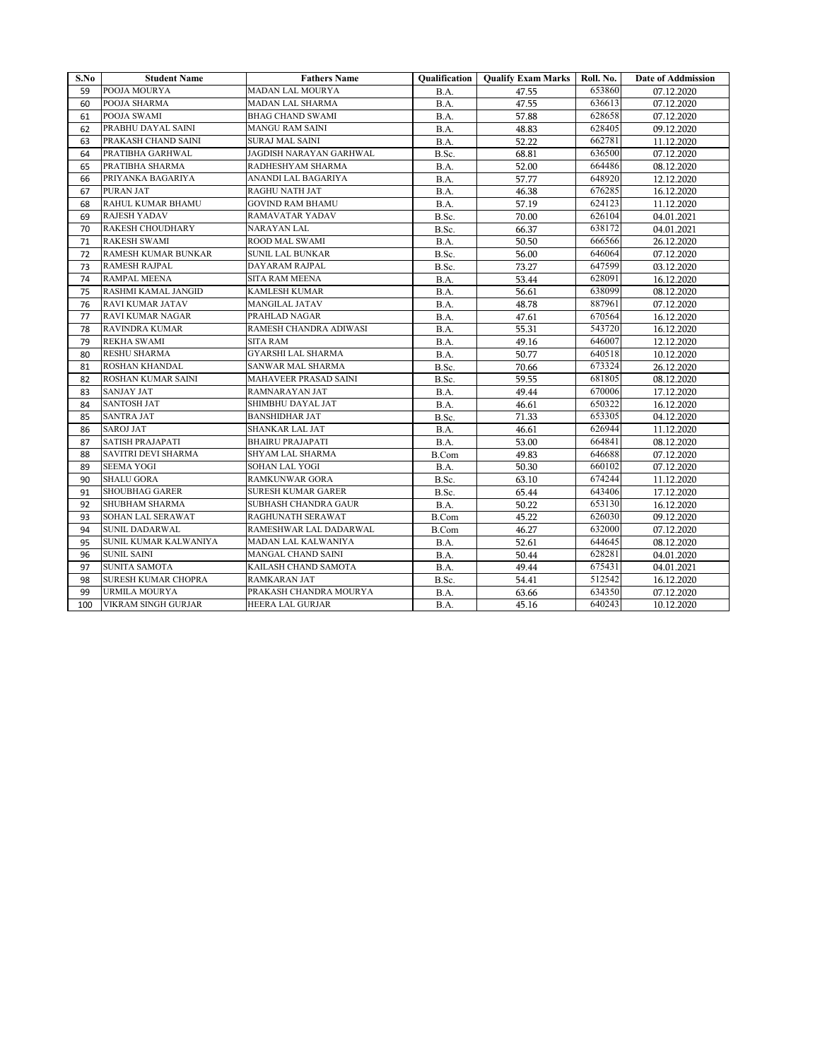| S.No | Student Name | Fathers Name | Qualification | Qualify Exam Marks | Roll. No. | Date of Addmission |
|---|---|---|---|---|---|---|
| 59 | POOJA MOURYA | MADAN LAL MOURYA | B.A. | 47.55 | 653860 | 07.12.2020 |
| 60 | POOJA SHARMA | MADAN LAL SHARMA | B.A. | 47.55 | 636613 | 07.12.2020 |
| 61 | POOJA SWAMI | BHAG CHAND SWAMI | B.A. | 57.88 | 628658 | 07.12.2020 |
| 62 | PRABHU DAYAL SAINI | MANGU RAM SAINI | B.A. | 48.83 | 628405 | 09.12.2020 |
| 63 | PRAKASH CHAND SAINI | SURAJ MAL SAINI | B.A. | 52.22 | 662781 | 11.12.2020 |
| 64 | PRATIBHA GARHWAL | JAGDISH NARAYAN GARHWAL | B.Sc. | 68.81 | 636500 | 07.12.2020 |
| 65 | PRATIBHA SHARMA | RADHESHYAM SHARMA | B.A. | 52.00 | 664486 | 08.12.2020 |
| 66 | PRIYANKA BAGARIYA | ANANDI LAL BAGARIYA | B.A. | 57.77 | 648920 | 12.12.2020 |
| 67 | PURAN JAT | RAGHU NATH JAT | B.A. | 46.38 | 676285 | 16.12.2020 |
| 68 | RAHUL KUMAR BHAMU | GOVIND RAM BHAMU | B.A. | 57.19 | 624123 | 11.12.2020 |
| 69 | RAJESH YADAV | RAMAVATAR YADAV | B.Sc. | 70.00 | 626104 | 04.01.2021 |
| 70 | RAKESH CHOUDHARY | NARAYAN LAL | B.Sc. | 66.37 | 638172 | 04.01.2021 |
| 71 | RAKESH SWAMI | ROOD MAL SWAMI | B.A. | 50.50 | 666566 | 26.12.2020 |
| 72 | RAMESH KUMAR BUNKAR | SUNIL LAL BUNKAR | B.Sc. | 56.00 | 646064 | 07.12.2020 |
| 73 | RAMESH RAJPAL | DAYARAM RAJPAL | B.Sc. | 73.27 | 647599 | 03.12.2020 |
| 74 | RAMPAL MEENA | SITA RAM MEENA | B.A. | 53.44 | 628091 | 16.12.2020 |
| 75 | RASHMI KAMAL JANGID | KAMLESH KUMAR | B.A. | 56.61 | 638099 | 08.12.2020 |
| 76 | RAVI KUMAR JATAV | MANGILAL JATAV | B.A. | 48.78 | 887961 | 07.12.2020 |
| 77 | RAVI KUMAR NAGAR | PRAHLAD NAGAR | B.A. | 47.61 | 670564 | 16.12.2020 |
| 78 | RAVINDRA KUMAR | RAMESH CHANDRA ADIWASI | B.A. | 55.31 | 543720 | 16.12.2020 |
| 79 | REKHA SWAMI | SITA RAM | B.A. | 49.16 | 646007 | 12.12.2020 |
| 80 | RESHU SHARMA | GYARSHI LAL SHARMA | B.A. | 50.77 | 640518 | 10.12.2020 |
| 81 | ROSHAN KHANDAL | SANWAR MAL SHARMA | B.Sc. | 70.66 | 673324 | 26.12.2020 |
| 82 | ROSHAN KUMAR SAINI | MAHAVEER PRASAD SAINI | B.Sc. | 59.55 | 681805 | 08.12.2020 |
| 83 | SANJAY JAT | RAMNARAYAN JAT | B.A. | 49.44 | 670006 | 17.12.2020 |
| 84 | SANTOSH JAT | SHIMBHU DAYAL JAT | B.A. | 46.61 | 650322 | 16.12.2020 |
| 85 | SANTRA JAT | BANSHIDHAR JAT | B.Sc. | 71.33 | 653305 | 04.12.2020 |
| 86 | SAROJ JAT | SHANKAR LAL JAT | B.A. | 46.61 | 626944 | 11.12.2020 |
| 87 | SATISH PRAJAPATI | BHAIRU PRAJAPATI | B.A. | 53.00 | 664841 | 08.12.2020 |
| 88 | SAVITRI DEVI SHARMA | SHYAM LAL SHARMA | B.Com | 49.83 | 646688 | 07.12.2020 |
| 89 | SEEMA YOGI | SOHAN LAL YOGI | B.A. | 50.30 | 660102 | 07.12.2020 |
| 90 | SHALU GORA | RAMKUNWAR GORA | B.Sc. | 63.10 | 674244 | 11.12.2020 |
| 91 | SHOUBHAG GARER | SURESH KUMAR GARER | B.Sc. | 65.44 | 643406 | 17.12.2020 |
| 92 | SHUBHAM SHARMA | SUBHASH CHANDRA GAUR | B.A. | 50.22 | 653130 | 16.12.2020 |
| 93 | SOHAN LAL SERAWAT | RAGHUNATH SERAWAT | B.Com | 45.22 | 626030 | 09.12.2020 |
| 94 | SUNIL DADARWAL | RAMESHWAR LAL DADARWAL | B.Com | 46.27 | 632000 | 07.12.2020 |
| 95 | SUNIL KUMAR KALWANIYA | MADAN LAL KALWANIYA | B.A. | 52.61 | 644645 | 08.12.2020 |
| 96 | SUNIL SAINI | MANGAL CHAND SAINI | B.A. | 50.44 | 628281 | 04.01.2020 |
| 97 | SUNITA SAMOTA | KAILASH CHAND SAMOTA | B.A. | 49.44 | 675431 | 04.01.2021 |
| 98 | SURESH KUMAR CHOPRA | RAMKARAN JAT | B.Sc. | 54.41 | 512542 | 16.12.2020 |
| 99 | URMILA MOURYA | PRAKASH CHANDRA MOURYA | B.A. | 63.66 | 634350 | 07.12.2020 |
| 100 | VIKRAM SINGH GURJAR | HEERA LAL GURJAR | B.A. | 45.16 | 640243 | 10.12.2020 |